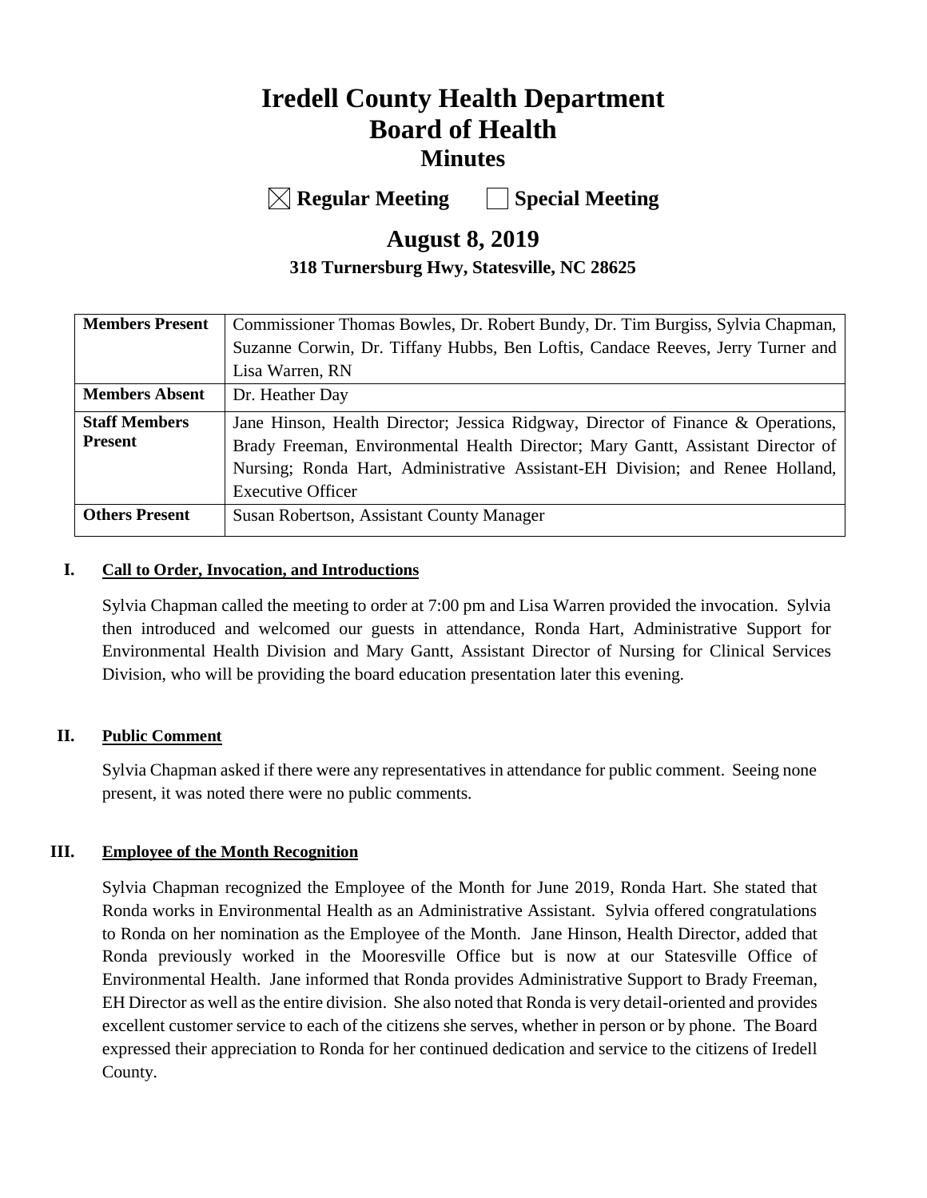# Iredell County Health Department
# Board of Health
## Minutes

☒ **Regular Meeting** ☐ **Special Meeting**

## August 8, 2019

**318 Turnersburg Hwy, Statesville, NC 28625**

| | |
|---|---|
| **Members Present** | Commissioner Thomas Bowles, Dr. Robert Bundy, Dr. Tim Burgiss, Sylvia Chapman, Suzanne Corwin, Dr. Tiffany Hubbs, Ben Loftis, Candace Reeves, Jerry Turner and Lisa Warren, RN |
| **Members Absent** | Dr. Heather Day |
| **Staff Members Present** | Jane Hinson, Health Director; Jessica Ridgway, Director of Finance & Operations, Brady Freeman, Environmental Health Director; Mary Gantt, Assistant Director of Nursing; Ronda Hart, Administrative Assistant-EH Division; and Renee Holland, Executive Officer |
| **Others Present** | Susan Robertson, Assistant County Manager |

### I. Call to Order, Invocation, and Introductions

Sylvia Chapman called the meeting to order at 7:00 pm and Lisa Warren provided the invocation. Sylvia then introduced and welcomed our guests in attendance, Ronda Hart, Administrative Support for Environmental Health Division and Mary Gantt, Assistant Director of Nursing for Clinical Services Division, who will be providing the board education presentation later this evening.

### II. Public Comment

Sylvia Chapman asked if there were any representatives in attendance for public comment. Seeing none present, it was noted there were no public comments.

### III. Employee of the Month Recognition

Sylvia Chapman recognized the Employee of the Month for June 2019, Ronda Hart. She stated that Ronda works in Environmental Health as an Administrative Assistant. Sylvia offered congratulations to Ronda on her nomination as the Employee of the Month. Jane Hinson, Health Director, added that Ronda previously worked in the Mooresville Office but is now at our Statesville Office of Environmental Health. Jane informed that Ronda provides Administrative Support to Brady Freeman, EH Director as well as the entire division. She also noted that Ronda is very detail-oriented and provides excellent customer service to each of the citizens she serves, whether in person or by phone. The Board expressed their appreciation to Ronda for her continued dedication and service to the citizens of Iredell County.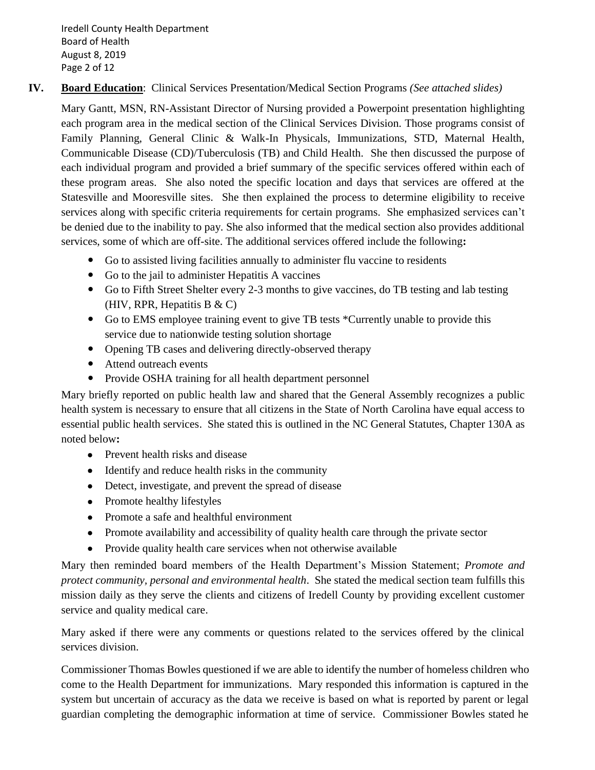**IV. Board Education**: Clinical Services Presentation/Medical Section Programs *(See attached slides)*

Mary Gantt, MSN, RN-Assistant Director of Nursing provided a Powerpoint presentation highlighting each program area in the medical section of the Clinical Services Division. Those programs consist of Family Planning, General Clinic & Walk-In Physicals, Immunizations, STD, Maternal Health, Communicable Disease (CD)/Tuberculosis (TB) and Child Health. She then discussed the purpose of each individual program and provided a brief summary of the specific services offered within each of these program areas. She also noted the specific location and days that services are offered at the Statesville and Mooresville sites. She then explained the process to determine eligibility to receive services along with specific criteria requirements for certain programs. She emphasized services can't be denied due to the inability to pay. She also informed that the medical section also provides additional services, some of which are off-site. The additional services offered include the following**:**

- Go to assisted living facilities annually to administer flu vaccine to residents
- Go to the jail to administer Hepatitis A vaccines
- Go to Fifth Street Shelter every 2-3 months to give vaccines, do TB testing and lab testing (HIV, RPR, Hepatitis B & C)
- Go to EMS employee training event to give TB tests *Currently unable to provide this service due to nationwide testing solution shortage
- Opening TB cases and delivering directly-observed therapy
- Attend outreach events
- Provide OSHA training for all health department personnel

Mary briefly reported on public health law and shared that the General Assembly recognizes a public health system is necessary to ensure that all citizens in the State of North Carolina have equal access to essential public health services. She stated this is outlined in the NC General Statutes, Chapter 130A as noted below**:**

- Prevent health risks and disease
- Identify and reduce health risks in the community
- Detect, investigate, and prevent the spread of disease
- Promote healthy lifestyles
- Promote a safe and healthful environment
- Promote availability and accessibility of quality health care through the private sector
- Provide quality health care services when not otherwise available

Mary then reminded board members of the Health Department's Mission Statement; *Promote and protect community, personal and environmental health*. She stated the medical section team fulfills this mission daily as they serve the clients and citizens of Iredell County by providing excellent customer service and quality medical care.

Mary asked if there were any comments or questions related to the services offered by the clinical services division.

Commissioner Thomas Bowles questioned if we are able to identify the number of homeless children who come to the Health Department for immunizations. Mary responded this information is captured in the system but uncertain of accuracy as the data we receive is based on what is reported by parent or legal guardian completing the demographic information at time of service. Commissioner Bowles stated he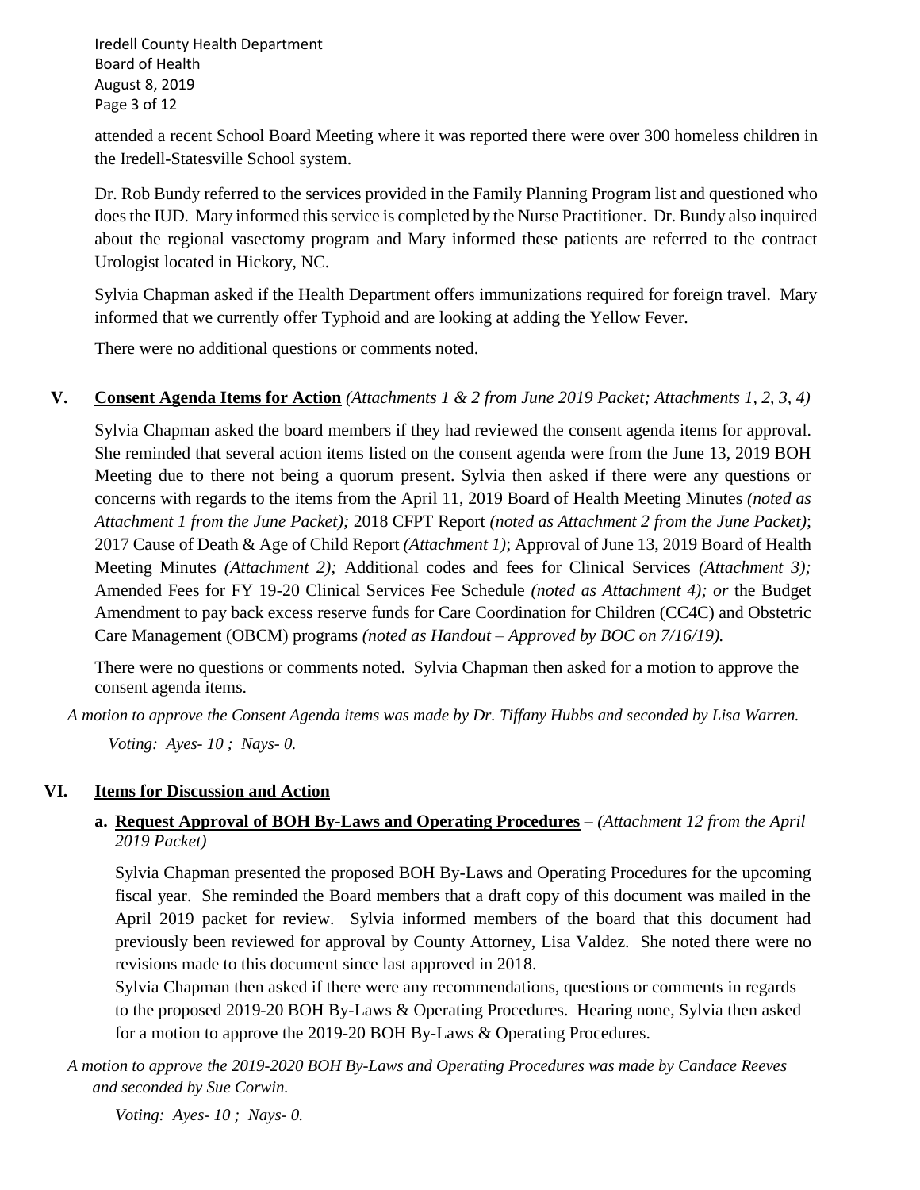attended a recent School Board Meeting where it was reported there were over 300 homeless children in the Iredell-Statesville School system.

Dr. Rob Bundy referred to the services provided in the Family Planning Program list and questioned who does the IUD. Mary informed this service is completed by the Nurse Practitioner. Dr. Bundy also inquired about the regional vasectomy program and Mary informed these patients are referred to the contract Urologist located in Hickory, NC.

Sylvia Chapman asked if the Health Department offers immunizations required for foreign travel. Mary informed that we currently offer Typhoid and are looking at adding the Yellow Fever.

There were no additional questions or comments noted.

## V. **Consent Agenda Items for Action** *(Attachments 1 & 2 from June 2019 Packet; Attachments 1, 2, 3, 4)*

Sylvia Chapman asked the board members if they had reviewed the consent agenda items for approval. She reminded that several action items listed on the consent agenda were from the June 13, 2019 BOH Meeting due to there not being a quorum present. Sylvia then asked if there were any questions or concerns with regards to the items from the April 11, 2019 Board of Health Meeting Minutes *(noted as Attachment 1 from the June Packet);* 2018 CFPT Report *(noted as Attachment 2 from the June Packet)*; 2017 Cause of Death & Age of Child Report *(Attachment 1)*; Approval of June 13, 2019 Board of Health Meeting Minutes *(Attachment 2);* Additional codes and fees for Clinical Services *(Attachment 3);* Amended Fees for FY 19-20 Clinical Services Fee Schedule *(noted as Attachment 4); or* the Budget Amendment to pay back excess reserve funds for Care Coordination for Children (CC4C) and Obstetric Care Management (OBCM) programs *(noted as Handout – Approved by BOC on 7/16/19).*

There were no questions or comments noted. Sylvia Chapman then asked for a motion to approve the consent agenda items.

*A motion to approve the Consent Agenda items was made by Dr. Tiffany Hubbs and seconded by Lisa Warren.*

*Voting: Ayes- 10 ; Nays- 0.*

## VI. **Items for Discussion and Action**

### a. **Request Approval of BOH By-Laws and Operating Procedures** – *(Attachment 12 from the April 2019 Packet)*

Sylvia Chapman presented the proposed BOH By-Laws and Operating Procedures for the upcoming fiscal year. She reminded the Board members that a draft copy of this document was mailed in the April 2019 packet for review. Sylvia informed members of the board that this document had previously been reviewed for approval by County Attorney, Lisa Valdez. She noted there were no revisions made to this document since last approved in 2018.

Sylvia Chapman then asked if there were any recommendations, questions or comments in regards to the proposed 2019-20 BOH By-Laws & Operating Procedures. Hearing none, Sylvia then asked for a motion to approve the 2019-20 BOH By-Laws & Operating Procedures.

*A motion to approve the 2019-2020 BOH By-Laws and Operating Procedures was made by Candace Reeves and seconded by Sue Corwin.*

*Voting: Ayes- 10 ; Nays- 0.*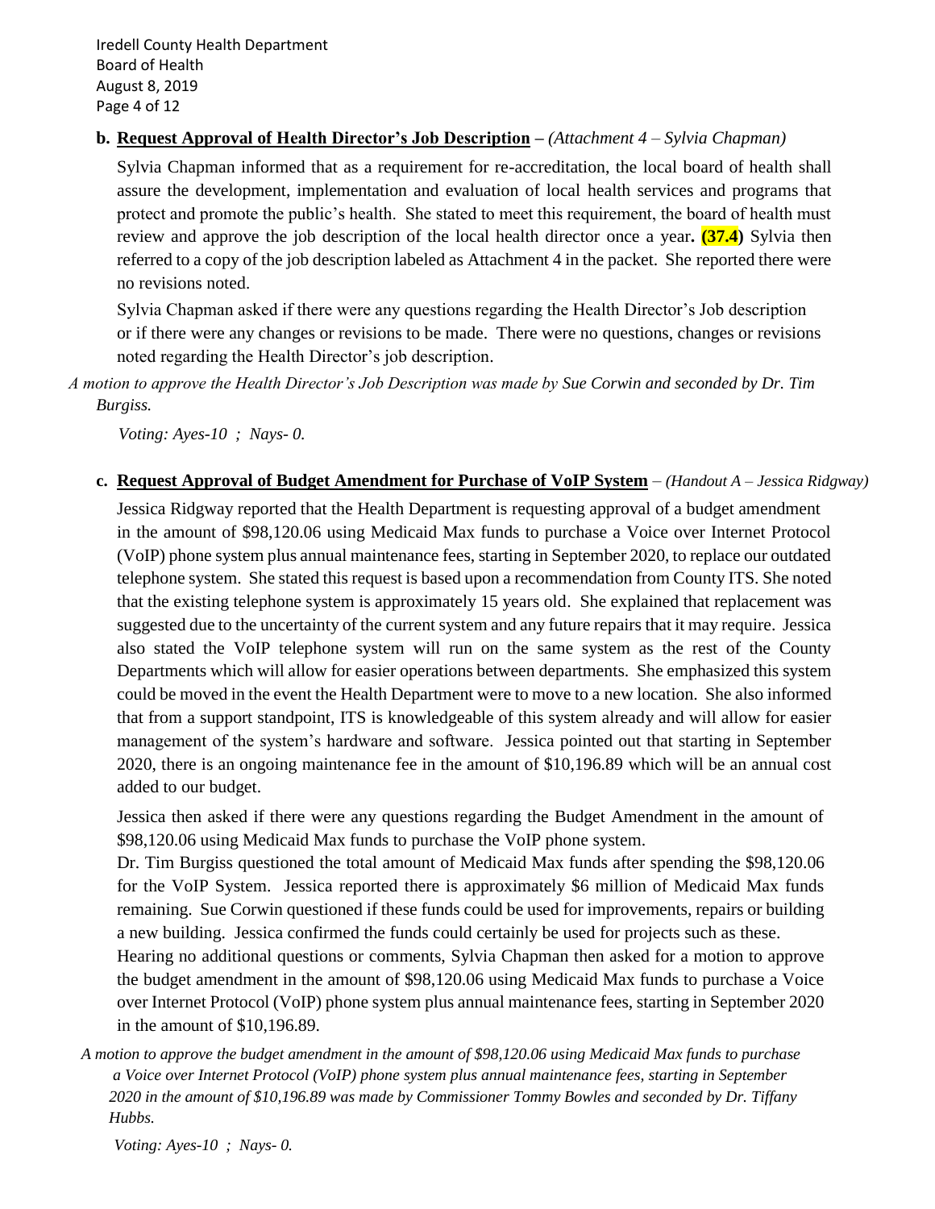**b. Request Approval of Health Director's Job Description –** *(Attachment 4 – Sylvia Chapman)*

Sylvia Chapman informed that as a requirement for re-accreditation, the local board of health shall assure the development, implementation and evaluation of local health services and programs that protect and promote the public's health. She stated to meet this requirement, the board of health must review and approve the job description of the local health director once a year**. (37.4)** Sylvia then referred to a copy of the job description labeled as Attachment 4 in the packet. She reported there were no revisions noted.

Sylvia Chapman asked if there were any questions regarding the Health Director's Job description or if there were any changes or revisions to be made. There were no questions, changes or revisions noted regarding the Health Director's job description.

*A motion to approve the Health Director's Job Description was made by Sue Corwin and seconded by Dr. Tim Burgiss.*

*Voting: Ayes-10 ; Nays- 0.*

**c. Request Approval of Budget Amendment for Purchase of VoIP System** – *(Handout A – Jessica Ridgway)*

Jessica Ridgway reported that the Health Department is requesting approval of a budget amendment in the amount of $98,120.06 using Medicaid Max funds to purchase a Voice over Internet Protocol (VoIP) phone system plus annual maintenance fees, starting in September 2020, to replace our outdated telephone system. She stated this request is based upon a recommendation from County ITS. She noted that the existing telephone system is approximately 15 years old. She explained that replacement was suggested due to the uncertainty of the current system and any future repairs that it may require. Jessica also stated the VoIP telephone system will run on the same system as the rest of the County Departments which will allow for easier operations between departments. She emphasized this system could be moved in the event the Health Department were to move to a new location. She also informed that from a support standpoint, ITS is knowledgeable of this system already and will allow for easier management of the system's hardware and software. Jessica pointed out that starting in September 2020, there is an ongoing maintenance fee in the amount of $10,196.89 which will be an annual cost added to our budget.

Jessica then asked if there were any questions regarding the Budget Amendment in the amount of $98,120.06 using Medicaid Max funds to purchase the VoIP phone system.

Dr. Tim Burgiss questioned the total amount of Medicaid Max funds after spending the $98,120.06 for the VoIP System. Jessica reported there is approximately $6 million of Medicaid Max funds remaining. Sue Corwin questioned if these funds could be used for improvements, repairs or building a new building. Jessica confirmed the funds could certainly be used for projects such as these.

Hearing no additional questions or comments, Sylvia Chapman then asked for a motion to approve the budget amendment in the amount of $98,120.06 using Medicaid Max funds to purchase a Voice over Internet Protocol (VoIP) phone system plus annual maintenance fees, starting in September 2020 in the amount of $10,196.89.

*A motion to approve the budget amendment in the amount of $98,120.06 using Medicaid Max funds to purchase a Voice over Internet Protocol (VoIP) phone system plus annual maintenance fees, starting in September 2020 in the amount of $10,196.89 was made by Commissioner Tommy Bowles and seconded by Dr. Tiffany Hubbs.*

*Voting: Ayes-10 ; Nays- 0.*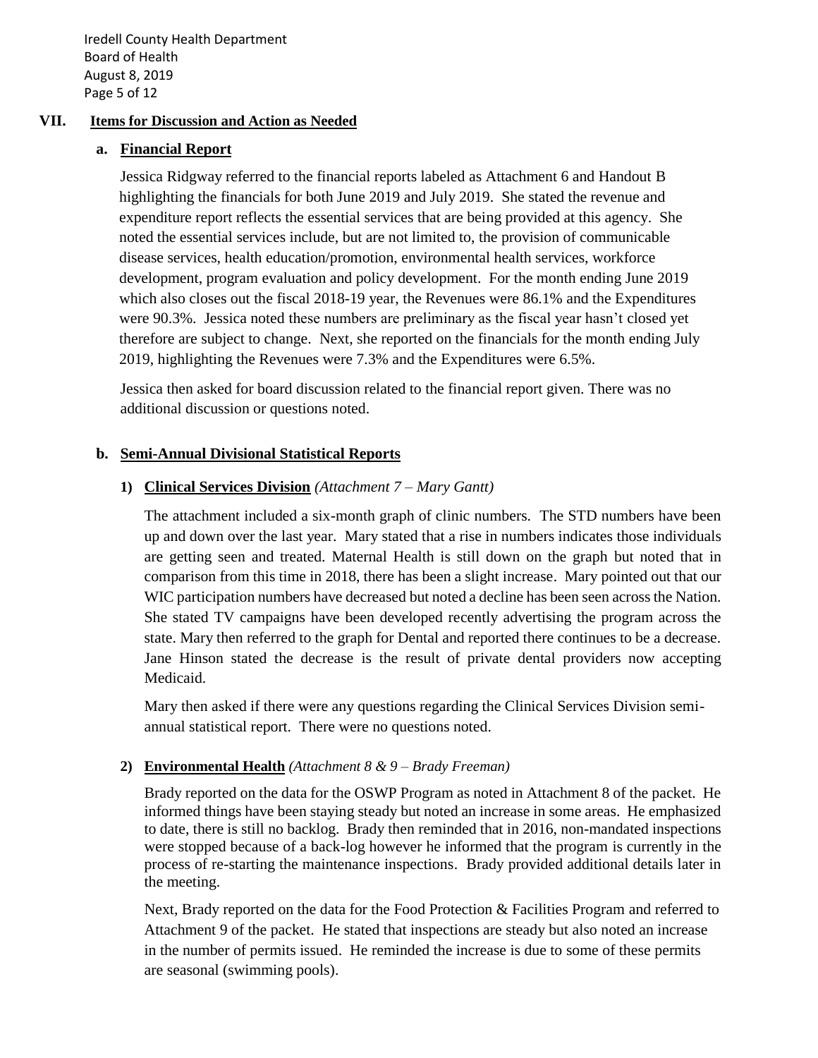## VII. Items for Discussion and Action as Needed

### a. Financial Report

Jessica Ridgway referred to the financial reports labeled as Attachment 6 and Handout B highlighting the financials for both June 2019 and July 2019. She stated the revenue and expenditure report reflects the essential services that are being provided at this agency. She noted the essential services include, but are not limited to, the provision of communicable disease services, health education/promotion, environmental health services, workforce development, program evaluation and policy development. For the month ending June 2019 which also closes out the fiscal 2018-19 year, the Revenues were 86.1% and the Expenditures were 90.3%. Jessica noted these numbers are preliminary as the fiscal year hasn't closed yet therefore are subject to change. Next, she reported on the financials for the month ending July 2019, highlighting the Revenues were 7.3% and the Expenditures were 6.5%.

Jessica then asked for board discussion related to the financial report given. There was no additional discussion or questions noted.

### b. Semi-Annual Divisional Statistical Reports

#### 1) Clinical Services Division *(Attachment 7 – Mary Gantt)*

The attachment included a six-month graph of clinic numbers. The STD numbers have been up and down over the last year. Mary stated that a rise in numbers indicates those individuals are getting seen and treated. Maternal Health is still down on the graph but noted that in comparison from this time in 2018, there has been a slight increase. Mary pointed out that our WIC participation numbers have decreased but noted a decline has been seen across the Nation. She stated TV campaigns have been developed recently advertising the program across the state. Mary then referred to the graph for Dental and reported there continues to be a decrease. Jane Hinson stated the decrease is the result of private dental providers now accepting Medicaid.

Mary then asked if there were any questions regarding the Clinical Services Division semi-annual statistical report. There were no questions noted.

#### 2) Environmental Health *(Attachment 8 & 9 – Brady Freeman)*

Brady reported on the data for the OSWP Program as noted in Attachment 8 of the packet. He informed things have been staying steady but noted an increase in some areas. He emphasized to date, there is still no backlog. Brady then reminded that in 2016, non-mandated inspections were stopped because of a back-log however he informed that the program is currently in the process of re-starting the maintenance inspections. Brady provided additional details later in the meeting.

Next, Brady reported on the data for the Food Protection & Facilities Program and referred to Attachment 9 of the packet. He stated that inspections are steady but also noted an increase in the number of permits issued. He reminded the increase is due to some of these permits are seasonal (swimming pools).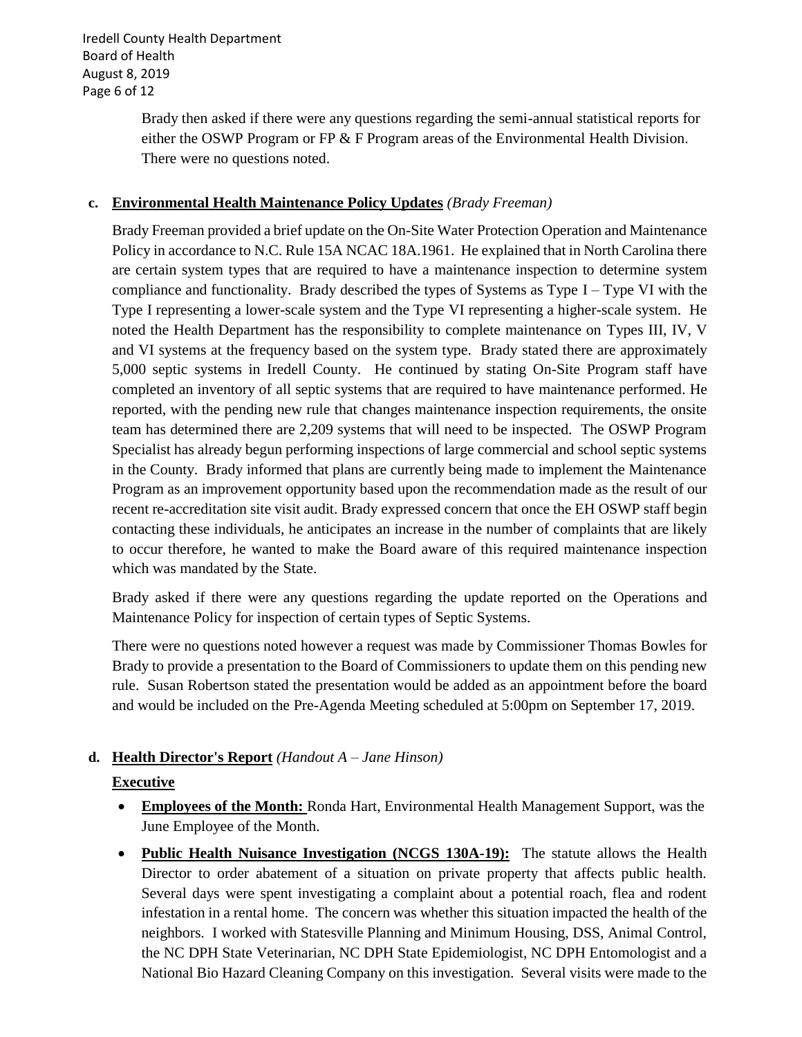Brady then asked if there were any questions regarding the semi-annual statistical reports for either the OSWP Program or FP & F Program areas of the Environmental Health Division. There were no questions noted.

**c. <u>Environmental Health Maintenance Policy Updates</u>** *(Brady Freeman)*

Brady Freeman provided a brief update on the On-Site Water Protection Operation and Maintenance Policy in accordance to N.C. Rule 15A NCAC 18A.1961. He explained that in North Carolina there are certain system types that are required to have a maintenance inspection to determine system compliance and functionality. Brady described the types of Systems as Type I – Type VI with the Type I representing a lower-scale system and the Type VI representing a higher-scale system. He noted the Health Department has the responsibility to complete maintenance on Types III, IV, V and VI systems at the frequency based on the system type. Brady stated there are approximately 5,000 septic systems in Iredell County. He continued by stating On-Site Program staff have completed an inventory of all septic systems that are required to have maintenance performed. He reported, with the pending new rule that changes maintenance inspection requirements, the onsite team has determined there are 2,209 systems that will need to be inspected. The OSWP Program Specialist has already begun performing inspections of large commercial and school septic systems in the County. Brady informed that plans are currently being made to implement the Maintenance Program as an improvement opportunity based upon the recommendation made as the result of our recent re-accreditation site visit audit. Brady expressed concern that once the EH OSWP staff begin contacting these individuals, he anticipates an increase in the number of complaints that are likely to occur therefore, he wanted to make the Board aware of this required maintenance inspection which was mandated by the State.

Brady asked if there were any questions regarding the update reported on the Operations and Maintenance Policy for inspection of certain types of Septic Systems.

There were no questions noted however a request was made by Commissioner Thomas Bowles for Brady to provide a presentation to the Board of Commissioners to update them on this pending new rule. Susan Robertson stated the presentation would be added as an appointment before the board and would be included on the Pre-Agenda Meeting scheduled at 5:00pm on September 17, 2019.

**d. <u>Health Director's Report</u>** *(Handout A – Jane Hinson)*

**<u>Executive</u>**

- **<u>Employees of the Month:</u>** Ronda Hart, Environmental Health Management Support, was the June Employee of the Month.
- **<u>Public Health Nuisance Investigation (NCGS 130A-19):</u>** The statute allows the Health Director to order abatement of a situation on private property that affects public health. Several days were spent investigating a complaint about a potential roach, flea and rodent infestation in a rental home. The concern was whether this situation impacted the health of the neighbors. I worked with Statesville Planning and Minimum Housing, DSS, Animal Control, the NC DPH State Veterinarian, NC DPH State Epidemiologist, NC DPH Entomologist and a National Bio Hazard Cleaning Company on this investigation. Several visits were made to the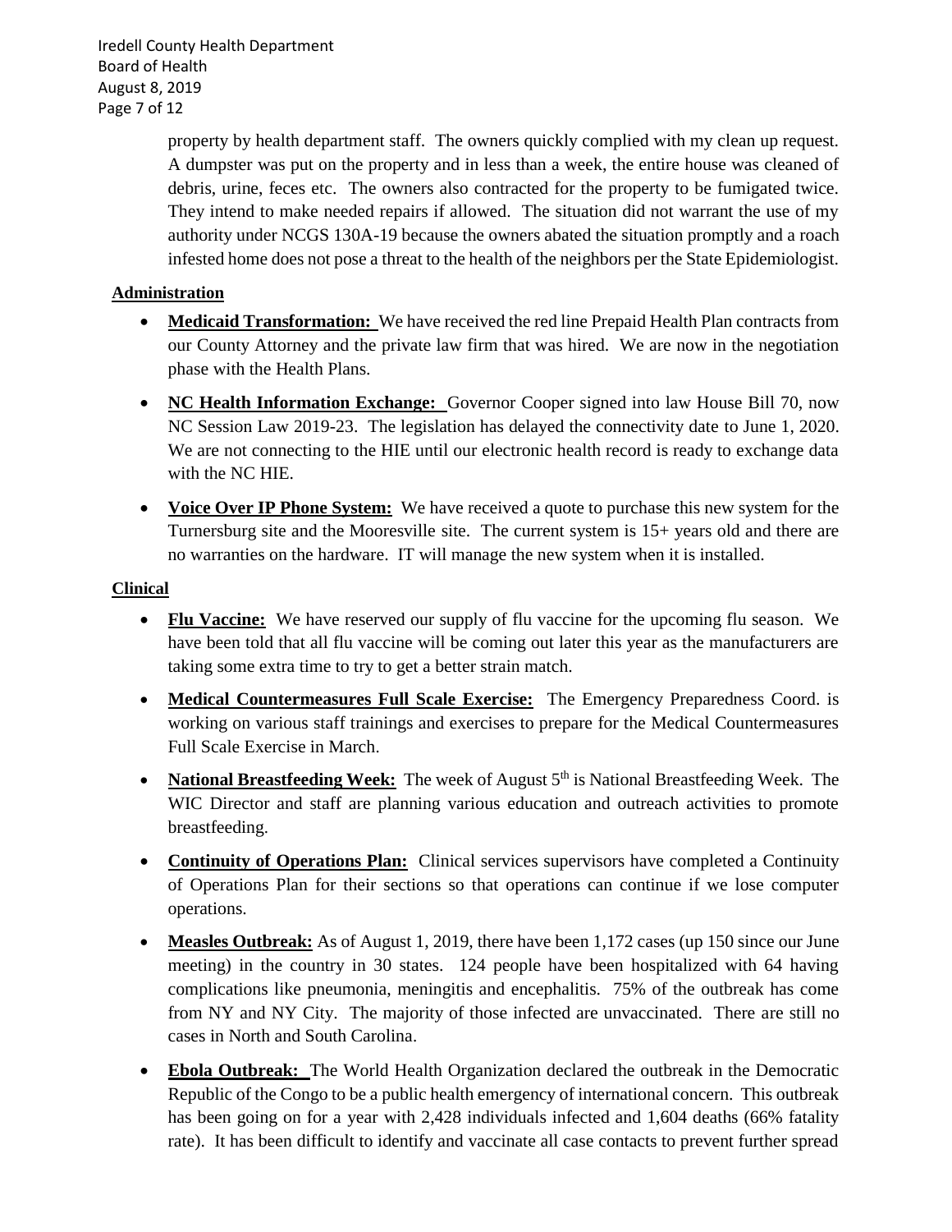property by health department staff. The owners quickly complied with my clean up request. A dumpster was put on the property and in less than a week, the entire house was cleaned of debris, urine, feces etc. The owners also contracted for the property to be fumigated twice. They intend to make needed repairs if allowed. The situation did not warrant the use of my authority under NCGS 130A-19 because the owners abated the situation promptly and a roach infested home does not pose a threat to the health of the neighbors per the State Epidemiologist.

**Administration**

- **Medicaid Transformation:** We have received the red line Prepaid Health Plan contracts from our County Attorney and the private law firm that was hired. We are now in the negotiation phase with the Health Plans.
- **NC Health Information Exchange:** Governor Cooper signed into law House Bill 70, now NC Session Law 2019-23. The legislation has delayed the connectivity date to June 1, 2020. We are not connecting to the HIE until our electronic health record is ready to exchange data with the NC HIE.
- **Voice Over IP Phone System:** We have received a quote to purchase this new system for the Turnersburg site and the Mooresville site. The current system is 15+ years old and there are no warranties on the hardware. IT will manage the new system when it is installed.

**Clinical**

- **Flu Vaccine:** We have reserved our supply of flu vaccine for the upcoming flu season. We have been told that all flu vaccine will be coming out later this year as the manufacturers are taking some extra time to try to get a better strain match.
- **Medical Countermeasures Full Scale Exercise:** The Emergency Preparedness Coord. is working on various staff trainings and exercises to prepare for the Medical Countermeasures Full Scale Exercise in March.
- **National Breastfeeding Week:** The week of August 5th is National Breastfeeding Week. The WIC Director and staff are planning various education and outreach activities to promote breastfeeding.
- **Continuity of Operations Plan:** Clinical services supervisors have completed a Continuity of Operations Plan for their sections so that operations can continue if we lose computer operations.
- **Measles Outbreak:** As of August 1, 2019, there have been 1,172 cases (up 150 since our June meeting) in the country in 30 states. 124 people have been hospitalized with 64 having complications like pneumonia, meningitis and encephalitis. 75% of the outbreak has come from NY and NY City. The majority of those infected are unvaccinated. There are still no cases in North and South Carolina.
- **Ebola Outbreak:** The World Health Organization declared the outbreak in the Democratic Republic of the Congo to be a public health emergency of international concern. This outbreak has been going on for a year with 2,428 individuals infected and 1,604 deaths (66% fatality rate). It has been difficult to identify and vaccinate all case contacts to prevent further spread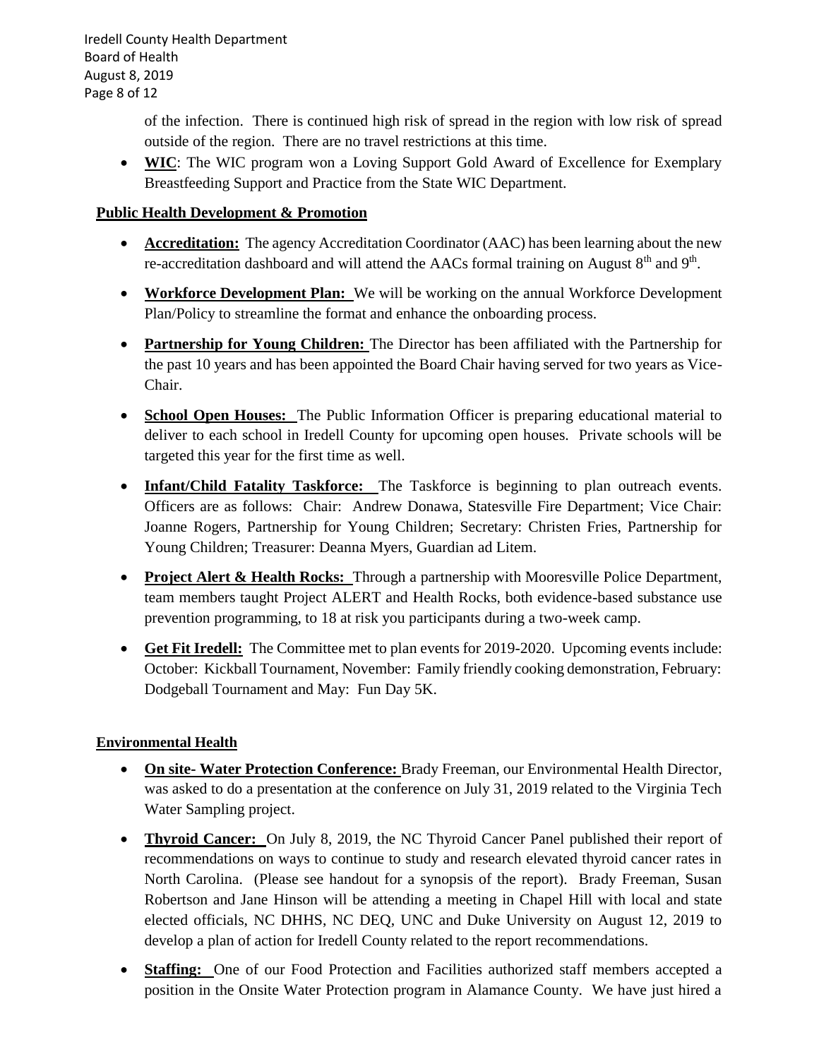of the infection. There is continued high risk of spread in the region with low risk of spread outside of the region. There are no travel restrictions at this time.

- **WIC**: The WIC program won a Loving Support Gold Award of Excellence for Exemplary Breastfeeding Support and Practice from the State WIC Department.

**Public Health Development & Promotion**

- **Accreditation:** The agency Accreditation Coordinator (AAC) has been learning about the new re-accreditation dashboard and will attend the AACs formal training on August 8th and 9th.
- **Workforce Development Plan:** We will be working on the annual Workforce Development Plan/Policy to streamline the format and enhance the onboarding process.
- **Partnership for Young Children:** The Director has been affiliated with the Partnership for the past 10 years and has been appointed the Board Chair having served for two years as Vice-Chair.
- **School Open Houses:** The Public Information Officer is preparing educational material to deliver to each school in Iredell County for upcoming open houses. Private schools will be targeted this year for the first time as well.
- **Infant/Child Fatality Taskforce:** The Taskforce is beginning to plan outreach events. Officers are as follows: Chair: Andrew Donawa, Statesville Fire Department; Vice Chair: Joanne Rogers, Partnership for Young Children; Secretary: Christen Fries, Partnership for Young Children; Treasurer: Deanna Myers, Guardian ad Litem.
- **Project Alert & Health Rocks:** Through a partnership with Mooresville Police Department, team members taught Project ALERT and Health Rocks, both evidence-based substance use prevention programming, to 18 at risk you participants during a two-week camp.
- **Get Fit Iredell:** The Committee met to plan events for 2019-2020. Upcoming events include: October: Kickball Tournament, November: Family friendly cooking demonstration, February: Dodgeball Tournament and May: Fun Day 5K.

**Environmental Health**

- **On site- Water Protection Conference:** Brady Freeman, our Environmental Health Director, was asked to do a presentation at the conference on July 31, 2019 related to the Virginia Tech Water Sampling project.
- **Thyroid Cancer:** On July 8, 2019, the NC Thyroid Cancer Panel published their report of recommendations on ways to continue to study and research elevated thyroid cancer rates in North Carolina. (Please see handout for a synopsis of the report). Brady Freeman, Susan Robertson and Jane Hinson will be attending a meeting in Chapel Hill with local and state elected officials, NC DHHS, NC DEQ, UNC and Duke University on August 12, 2019 to develop a plan of action for Iredell County related to the report recommendations.
- **Staffing:** One of our Food Protection and Facilities authorized staff members accepted a position in the Onsite Water Protection program in Alamance County. We have just hired a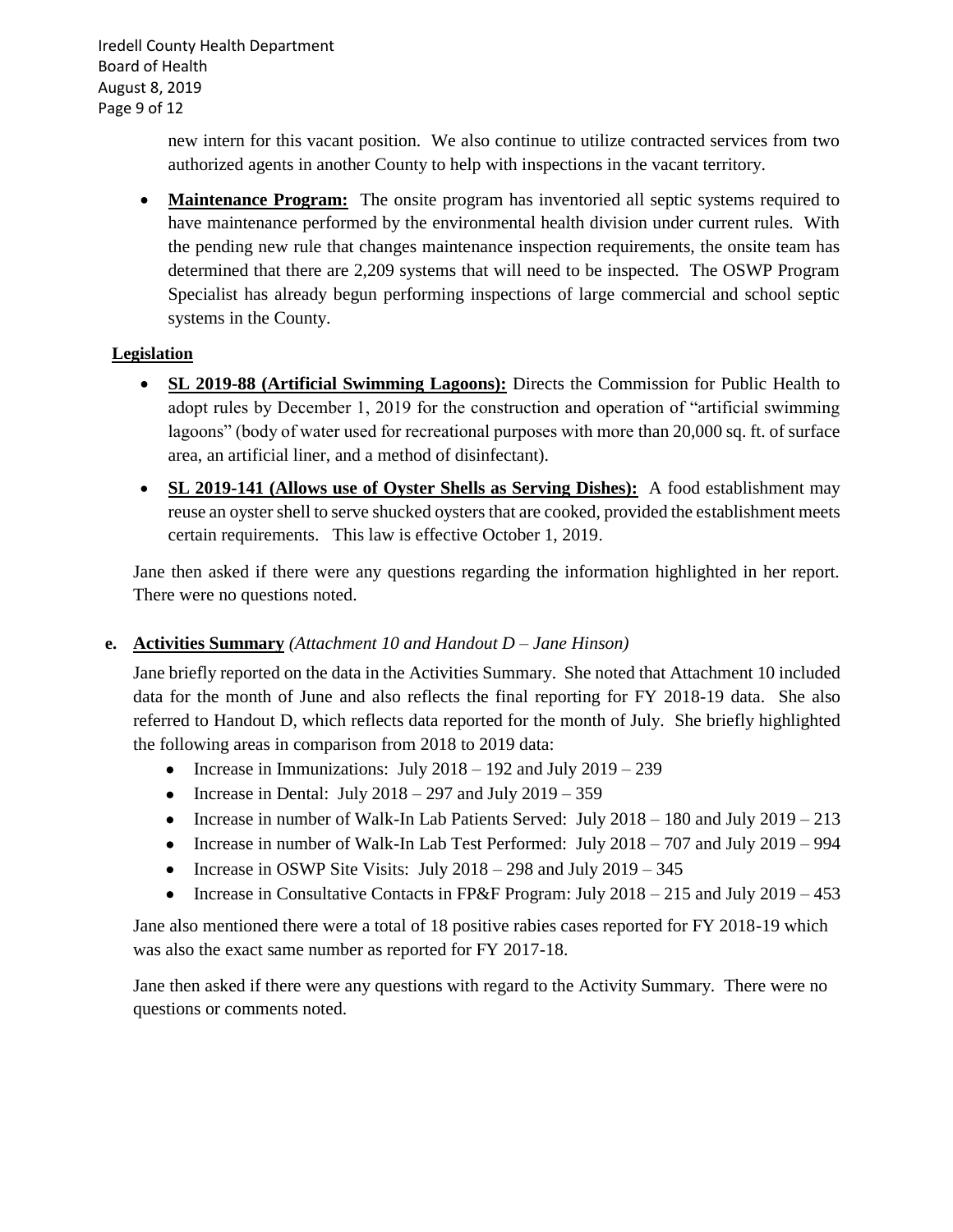new intern for this vacant position. We also continue to utilize contracted services from two authorized agents in another County to help with inspections in the vacant territory.

- **Maintenance Program:** The onsite program has inventoried all septic systems required to have maintenance performed by the environmental health division under current rules. With the pending new rule that changes maintenance inspection requirements, the onsite team has determined that there are 2,209 systems that will need to be inspected. The OSWP Program Specialist has already begun performing inspections of large commercial and school septic systems in the County.

**Legislation**

- **SL 2019-88 (Artificial Swimming Lagoons):** Directs the Commission for Public Health to adopt rules by December 1, 2019 for the construction and operation of "artificial swimming lagoons" (body of water used for recreational purposes with more than 20,000 sq. ft. of surface area, an artificial liner, and a method of disinfectant).
- **SL 2019-141 (Allows use of Oyster Shells as Serving Dishes):** A food establishment may reuse an oyster shell to serve shucked oysters that are cooked, provided the establishment meets certain requirements. This law is effective October 1, 2019.

Jane then asked if there were any questions regarding the information highlighted in her report. There were no questions noted.

**e. Activities Summary** *(Attachment 10 and Handout D – Jane Hinson)*

Jane briefly reported on the data in the Activities Summary. She noted that Attachment 10 included data for the month of June and also reflects the final reporting for FY 2018-19 data. She also referred to Handout D, which reflects data reported for the month of July. She briefly highlighted the following areas in comparison from 2018 to 2019 data:

- Increase in Immunizations: July 2018 – 192 and July 2019 – 239
- Increase in Dental: July 2018 – 297 and July 2019 – 359
- Increase in number of Walk-In Lab Patients Served: July 2018 – 180 and July 2019 – 213
- Increase in number of Walk-In Lab Test Performed: July 2018 – 707 and July 2019 – 994
- Increase in OSWP Site Visits: July 2018 – 298 and July 2019 – 345
- Increase in Consultative Contacts in FP&F Program: July 2018 – 215 and July 2019 – 453

Jane also mentioned there were a total of 18 positive rabies cases reported for FY 2018-19 which was also the exact same number as reported for FY 2017-18.

Jane then asked if there were any questions with regard to the Activity Summary. There were no questions or comments noted.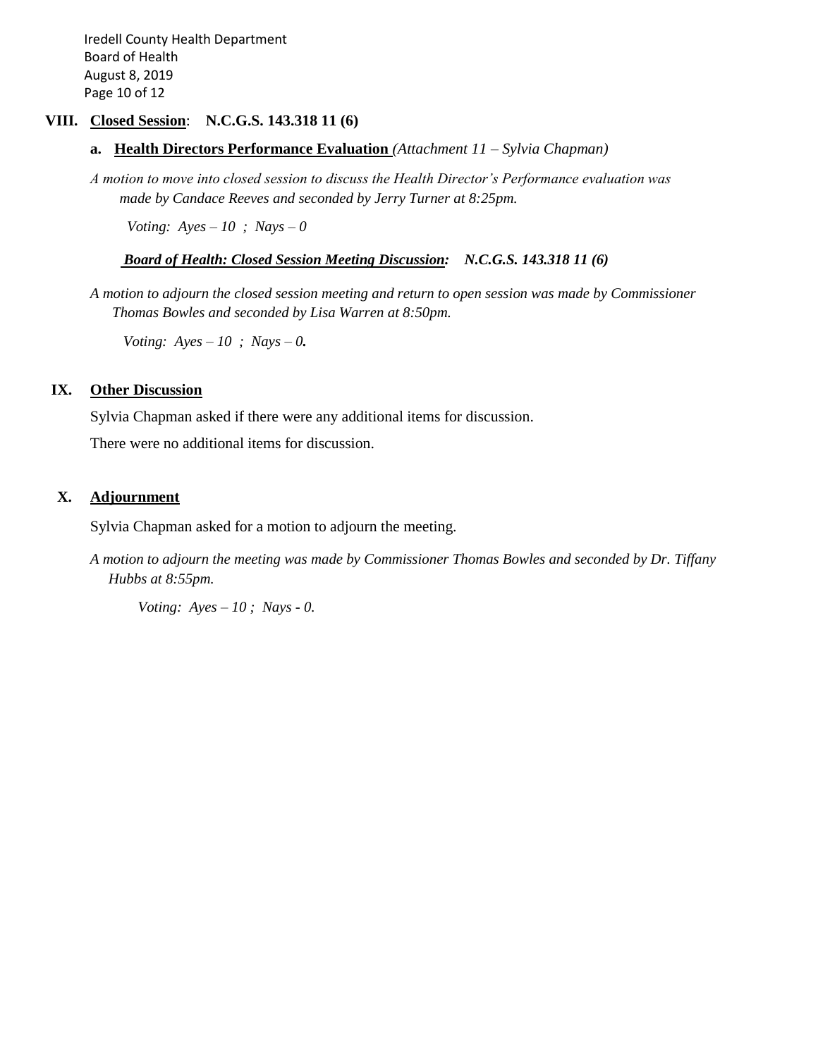## VIII. **Closed Session**: N.C.G.S. 143.318 11 (6)

**a. Health Directors Performance Evaluation** *(Attachment 11 – Sylvia Chapman)*

*A motion to move into closed session to discuss the Health Director's Performance evaluation was made by Candace Reeves and seconded by Jerry Turner at 8:25pm.*

*Voting: Ayes – 10 ; Nays – 0*

***Board of Health: Closed Session Meeting Discussion:* N.C.G.S. 143.318 11 (6)**

*A motion to adjourn the closed session meeting and return to open session was made by Commissioner Thomas Bowles and seconded by Lisa Warren at 8:50pm.*

*Voting: Ayes – 10 ; Nays – 0.*

## IX. **Other Discussion**

Sylvia Chapman asked if there were any additional items for discussion.

There were no additional items for discussion.

## X. **Adjournment**

Sylvia Chapman asked for a motion to adjourn the meeting.

*A motion to adjourn the meeting was made by Commissioner Thomas Bowles and seconded by Dr. Tiffany Hubbs at 8:55pm.*

*Voting: Ayes – 10 ; Nays - 0.*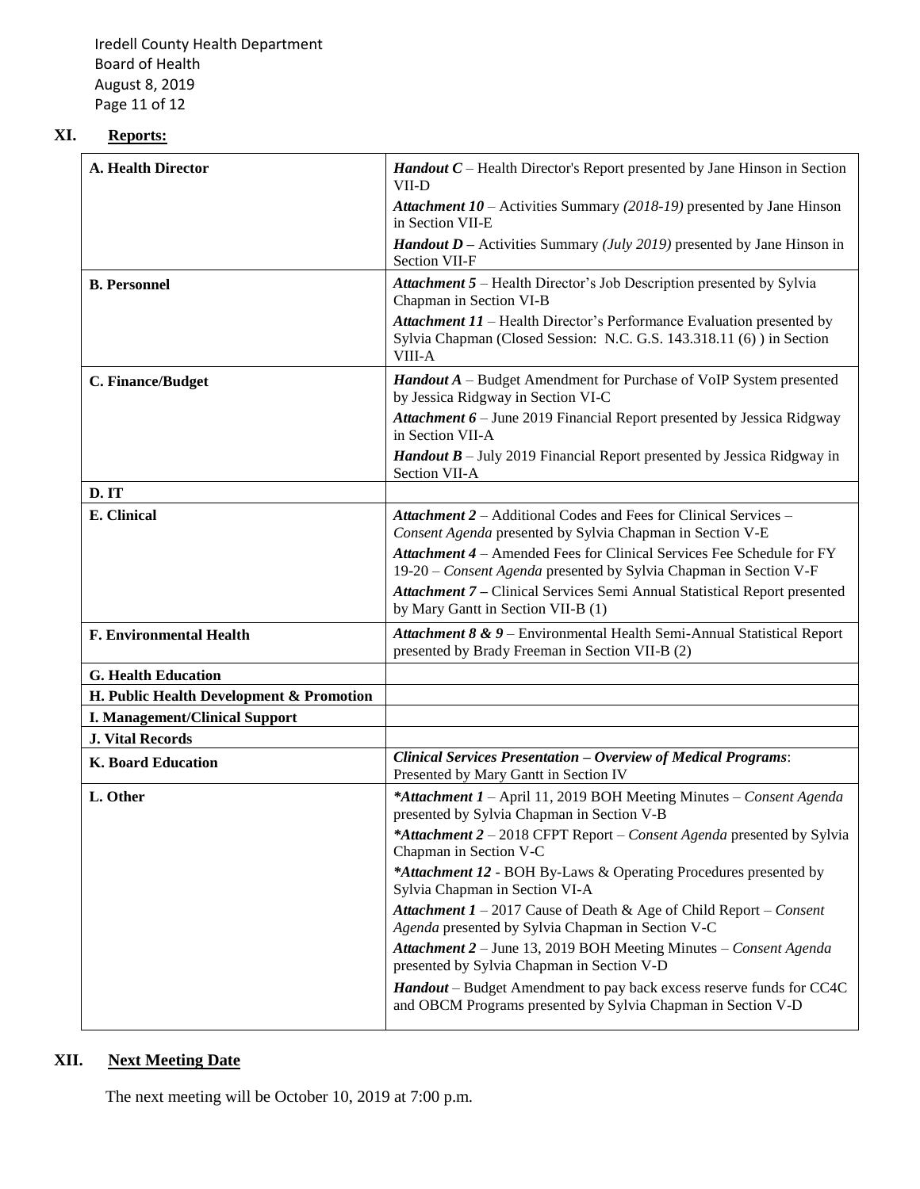## XI. Reports:

| | |
|---|---|
| **A. Health Director** | ***Handout C*** – Health Director's Report presented by Jane Hinson in Section VII-D<br>***Attachment 10*** – Activities Summary *(2018-19)* presented by Jane Hinson in Section VII-E<br>***Handout D –*** Activities Summary *(July 2019)* presented by Jane Hinson in Section VII-F |
| **B. Personnel** | ***Attachment 5*** – Health Director's Job Description presented by Sylvia Chapman in Section VI-B<br>***Attachment 11*** – Health Director's Performance Evaluation presented by Sylvia Chapman (Closed Session: N.C. G.S. 143.318.11 (6) ) in Section VIII-A |
| **C. Finance/Budget** | ***Handout A*** – Budget Amendment for Purchase of VoIP System presented by Jessica Ridgway in Section VI-C<br>***Attachment 6*** – June 2019 Financial Report presented by Jessica Ridgway in Section VII-A<br>***Handout B*** – July 2019 Financial Report presented by Jessica Ridgway in Section VII-A |
| **D. IT** | |
| **E. Clinical** | ***Attachment 2*** – Additional Codes and Fees for Clinical Services – *Consent Agenda* presented by Sylvia Chapman in Section V-E<br>***Attachment 4*** – Amended Fees for Clinical Services Fee Schedule for FY 19-20 – *Consent Agenda* presented by Sylvia Chapman in Section V-F<br>***Attachment 7 –*** Clinical Services Semi Annual Statistical Report presented by Mary Gantt in Section VII-B (1) |
| **F. Environmental Health** | ***Attachment 8 & 9*** – Environmental Health Semi-Annual Statistical Report presented by Brady Freeman in Section VII-B (2) |
| **G. Health Education** | |
| **H. Public Health Development & Promotion** | |
| **I. Management/Clinical Support** | |
| **J. Vital Records** | |
| **K. Board Education** | ***Clinical Services Presentation – Overview of Medical Programs***: Presented by Mary Gantt in Section IV |
| **L. Other** | ***\*Attachment 1*** – April 11, 2019 BOH Meeting Minutes – *Consent Agenda* presented by Sylvia Chapman in Section V-B<br>***\*Attachment 2*** – 2018 CFPT Report – *Consent Agenda* presented by Sylvia Chapman in Section V-C<br>***\*Attachment 12*** - BOH By-Laws & Operating Procedures presented by Sylvia Chapman in Section VI-A<br>***Attachment 1*** – 2017 Cause of Death & Age of Child Report – *Consent Agenda* presented by Sylvia Chapman in Section V-C<br>***Attachment 2*** – June 13, 2019 BOH Meeting Minutes – *Consent Agenda* presented by Sylvia Chapman in Section V-D<br>***Handout*** – Budget Amendment to pay back excess reserve funds for CC4C and OBCM Programs presented by Sylvia Chapman in Section V-D |

## XII. Next Meeting Date

The next meeting will be October 10, 2019 at 7:00 p.m.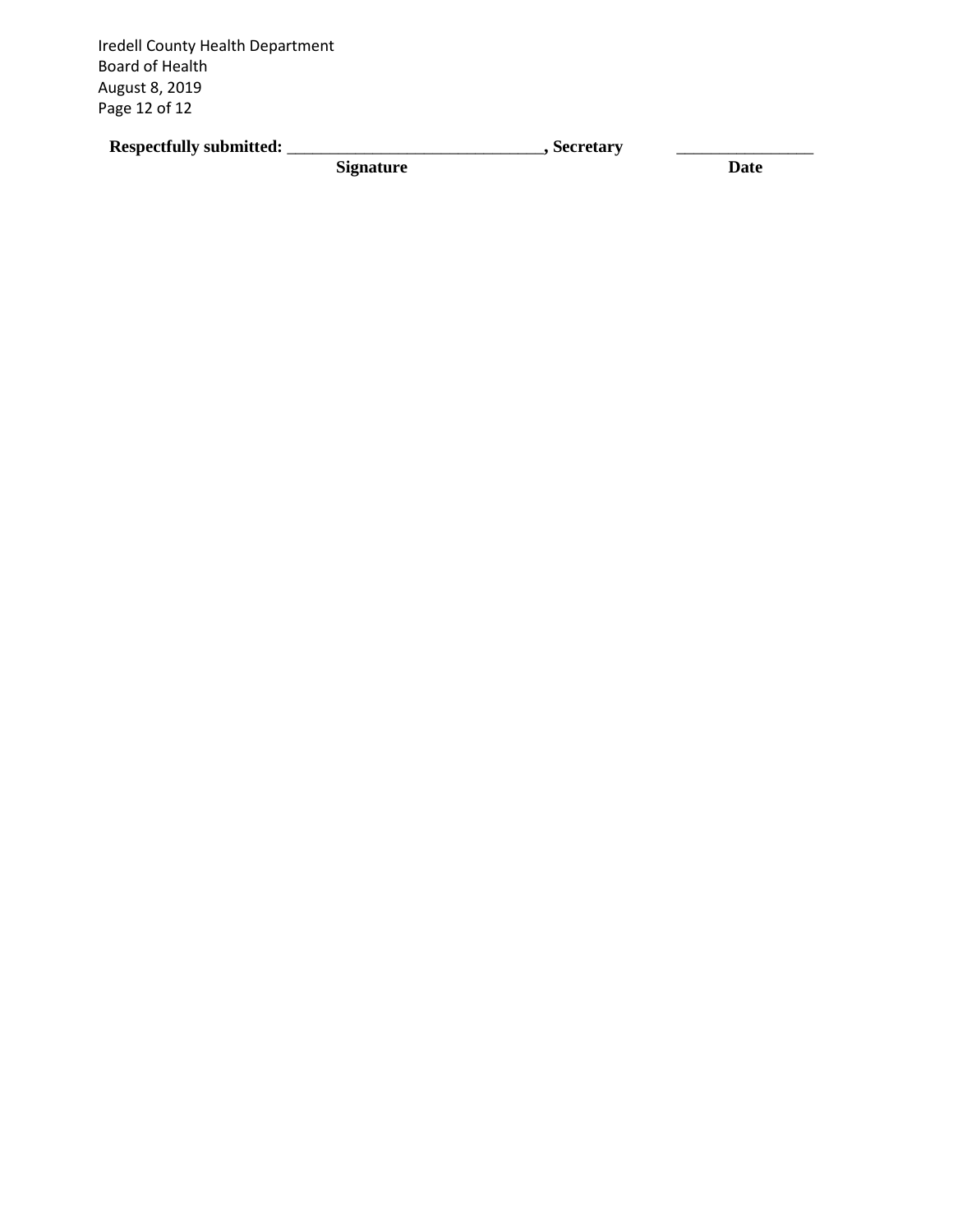**Respectfully submitted:** ______________________________**, Secretary** ________________

**Signature** **Date**